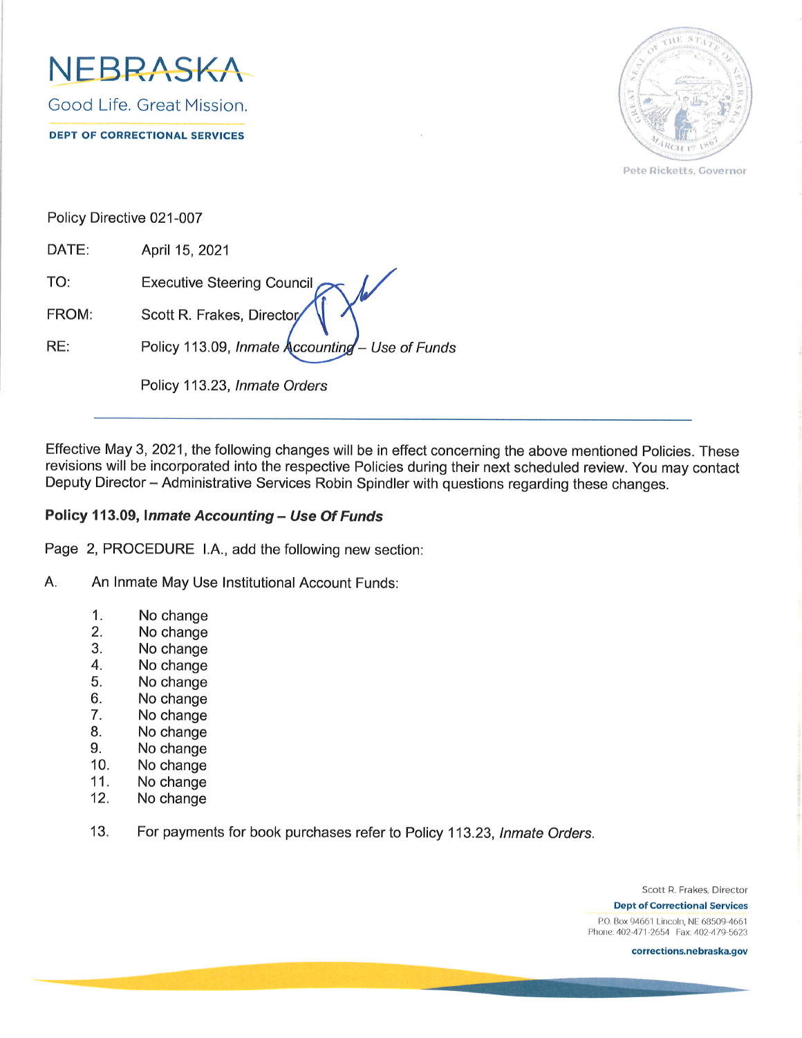NEBRASKA

Good Life. Great Mission.

DEPT OF CORRECTIONAL SERVICES

Pete Ricketts, Governor

Policy Directive 021-007

DATE: April 15, 2021

TO: Executive Steering Council

FROM: Scott R. Frakes, Director

RE: Policy 113.09, *Inmate Accounting – Use of Funds*

Policy 113.23, *Inmate Orders*

---

Effective May 3, 2021, the following changes will be in effect concerning the above mentioned Policies. These revisions will be incorporated into the respective Policies during their next scheduled review. You may contact Deputy Director – Administrative Services Robin Spindler with questions regarding these changes.

**Policy 113.09, *Inmate Accounting – Use Of Funds***

Page 2, PROCEDURE I.A., add the following new section:

A. An Inmate May Use Institutional Account Funds:

1. No change
2. No change
3. No change
4. No change
5. No change
6. No change
7. No change
8. No change
9. No change
10. No change
11. No change
12. No change
13. For payments for book purchases refer to Policy 113.23, *Inmate Orders*.

Scott R. Frakes, Director
Dept of Correctional Services
P.O. Box 94661 Lincoln, NE 68509-4661
Phone: 402-471-2654 Fax: 402-479-5623
corrections.nebraska.gov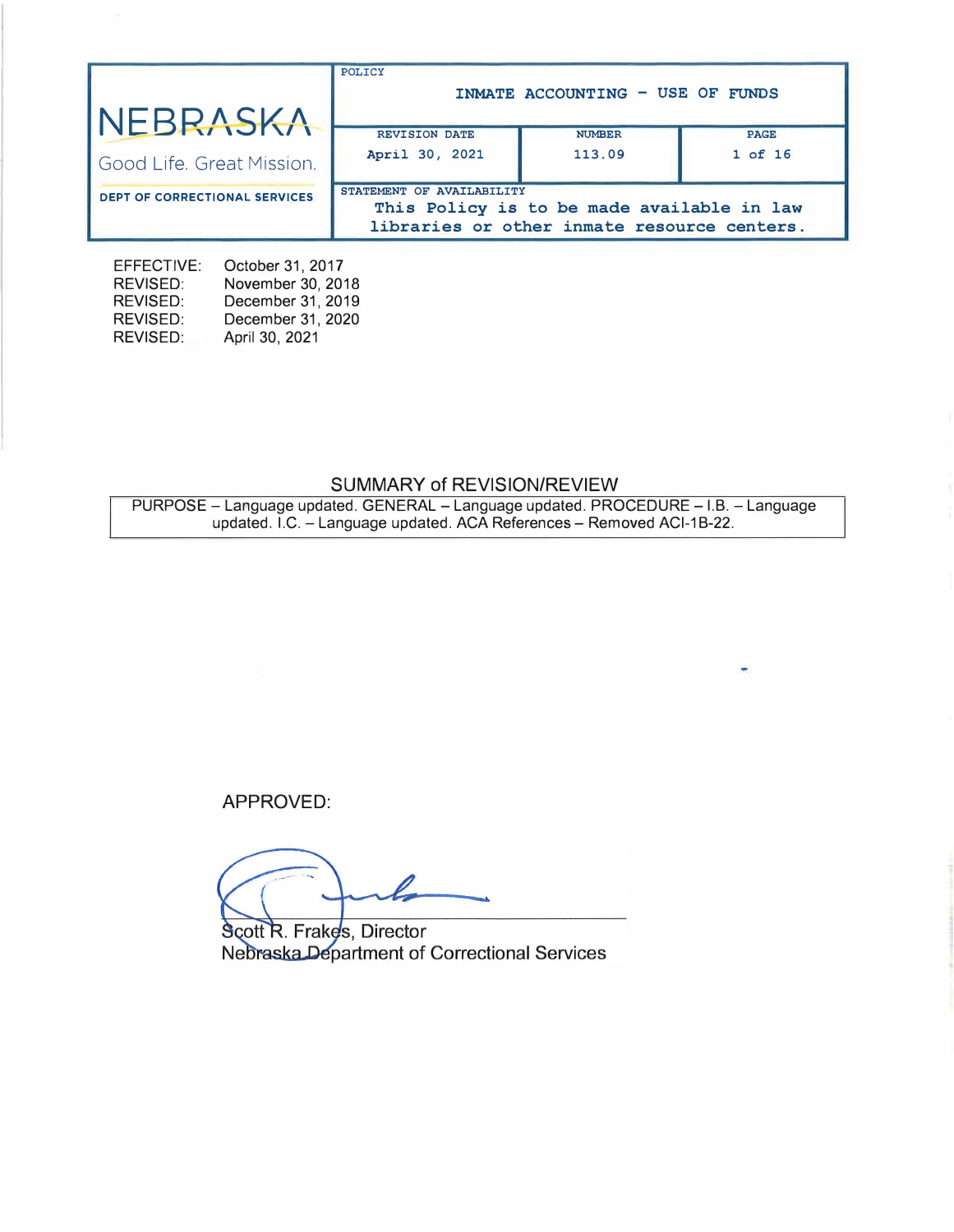| NEBRASKA<br>Good Life. Great Mission.<br>DEPT OF CORRECTIONAL SERVICES | POLICY<br>INMATE ACCOUNTING – USE OF FUNDS | | |
|---|---|---|---|
| | REVISION DATE<br>April 30, 2021 | NUMBER<br>113.09 | PAGE<br>1 of 16 |
| | STATEMENT OF AVAILABILITY<br>This Policy is to be made available in law libraries or other inmate resource centers. | | |

EFFECTIVE: October 31, 2017
REVISED: November 30, 2018
REVISED: December 31, 2019
REVISED: December 31, 2020
REVISED: April 30, 2021

## SUMMARY of REVISION/REVIEW

| PURPOSE – Language updated. GENERAL – Language updated. PROCEDURE – I.B. – Language updated. I.C. – Language updated. ACA References – Removed ACI-1B-22. |
|---|

APPROVED:

Scott R. Frakes, Director
Nebraska Department of Correctional Services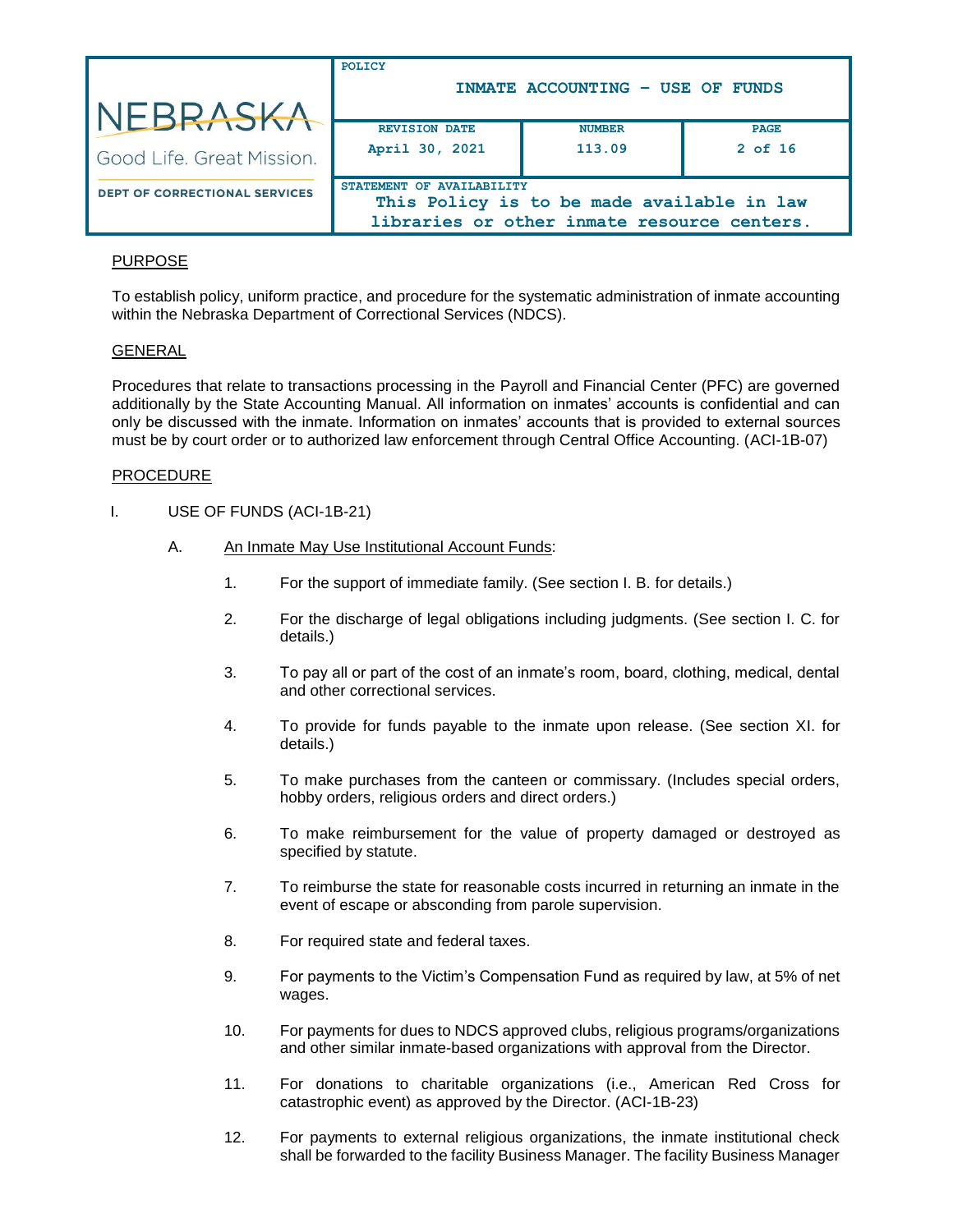## PURPOSE

To establish policy, uniform practice, and procedure for the systematic administration of inmate accounting within the Nebraska Department of Correctional Services (NDCS).

## GENERAL

Procedures that relate to transactions processing in the Payroll and Financial Center (PFC) are governed additionally by the State Accounting Manual. All information on inmates' accounts is confidential and can only be discussed with the inmate. Information on inmates' accounts that is provided to external sources must be by court order or to authorized law enforcement through Central Office Accounting. (ACI-1B-07)

## PROCEDURE

I. USE OF FUNDS (ACI-1B-21)

A. An Inmate May Use Institutional Account Funds:

1. For the support of immediate family. (See section I. B. for details.)

2. For the discharge of legal obligations including judgments. (See section I. C. for details.)

3. To pay all or part of the cost of an inmate's room, board, clothing, medical, dental and other correctional services.

4. To provide for funds payable to the inmate upon release. (See section XI. for details.)

5. To make purchases from the canteen or commissary. (Includes special orders, hobby orders, religious orders and direct orders.)

6. To make reimbursement for the value of property damaged or destroyed as specified by statute.

7. To reimburse the state for reasonable costs incurred in returning an inmate in the event of escape or absconding from parole supervision.

8. For required state and federal taxes.

9. For payments to the Victim's Compensation Fund as required by law, at 5% of net wages.

10. For payments for dues to NDCS approved clubs, religious programs/organizations and other similar inmate-based organizations with approval from the Director.

11. For donations to charitable organizations (i.e., American Red Cross for catastrophic event) as approved by the Director. (ACI-1B-23)

12. For payments to external religious organizations, the inmate institutional check shall be forwarded to the facility Business Manager. The facility Business Manager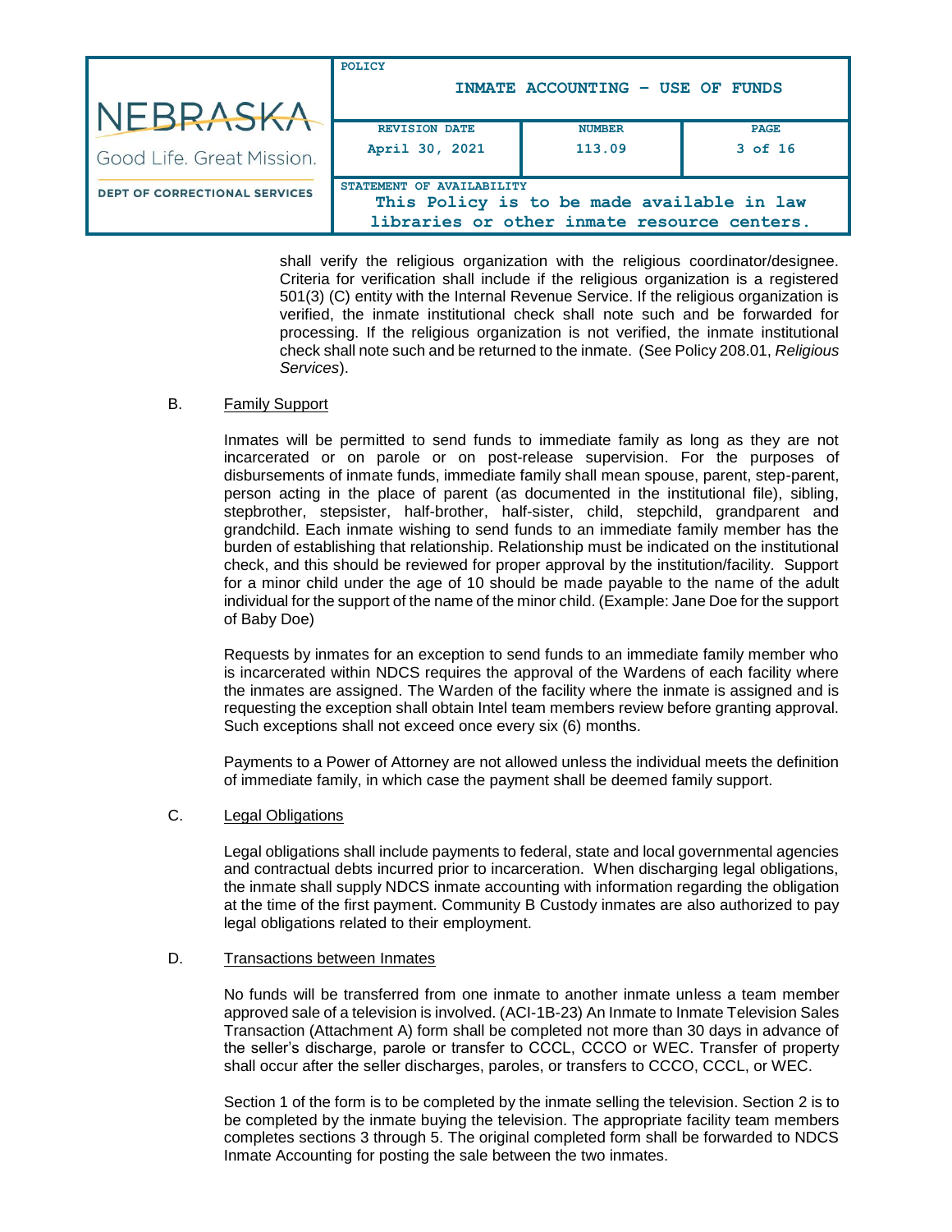shall verify the religious organization with the religious coordinator/designee. Criteria for verification shall include if the religious organization is a registered 501(3) (C) entity with the Internal Revenue Service. If the religious organization is verified, the inmate institutional check shall note such and be forwarded for processing. If the religious organization is not verified, the inmate institutional check shall note such and be returned to the inmate. (See Policy 208.01, *Religious Services*).

B. Family Support

Inmates will be permitted to send funds to immediate family as long as they are not incarcerated or on parole or on post-release supervision. For the purposes of disbursements of inmate funds, immediate family shall mean spouse, parent, step-parent, person acting in the place of parent (as documented in the institutional file), sibling, stepbrother, stepsister, half-brother, half-sister, child, stepchild, grandparent and grandchild. Each inmate wishing to send funds to an immediate family member has the burden of establishing that relationship. Relationship must be indicated on the institutional check, and this should be reviewed for proper approval by the institution/facility. Support for a minor child under the age of 10 should be made payable to the name of the adult individual for the support of the name of the minor child. (Example: Jane Doe for the support of Baby Doe)

Requests by inmates for an exception to send funds to an immediate family member who is incarcerated within NDCS requires the approval of the Wardens of each facility where the inmates are assigned. The Warden of the facility where the inmate is assigned and is requesting the exception shall obtain Intel team members review before granting approval. Such exceptions shall not exceed once every six (6) months.

Payments to a Power of Attorney are not allowed unless the individual meets the definition of immediate family, in which case the payment shall be deemed family support.

C. Legal Obligations

Legal obligations shall include payments to federal, state and local governmental agencies and contractual debts incurred prior to incarceration. When discharging legal obligations, the inmate shall supply NDCS inmate accounting with information regarding the obligation at the time of the first payment. Community B Custody inmates are also authorized to pay legal obligations related to their employment.

D. Transactions between Inmates

No funds will be transferred from one inmate to another inmate unless a team member approved sale of a television is involved. (ACI-1B-23) An Inmate to Inmate Television Sales Transaction (Attachment A) form shall be completed not more than 30 days in advance of the seller's discharge, parole or transfer to CCCL, CCCO or WEC. Transfer of property shall occur after the seller discharges, paroles, or transfers to CCCO, CCCL, or WEC.

Section 1 of the form is to be completed by the inmate selling the television. Section 2 is to be completed by the inmate buying the television. The appropriate facility team members completes sections 3 through 5. The original completed form shall be forwarded to NDCS Inmate Accounting for posting the sale between the two inmates.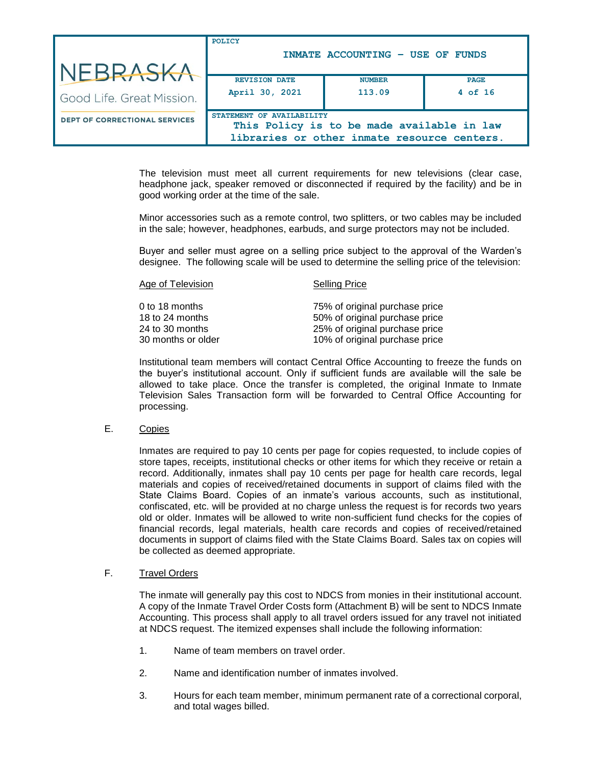The television must meet all current requirements for new televisions (clear case, headphone jack, speaker removed or disconnected if required by the facility) and be in good working order at the time of the sale.

Minor accessories such as a remote control, two splitters, or two cables may be included in the sale; however, headphones, earbuds, and surge protectors may not be included.

Buyer and seller must agree on a selling price subject to the approval of the Warden's designee. The following scale will be used to determine the selling price of the television:

| Age of Television | Selling Price |
|---|---|
| 0 to 18 months | 75% of original purchase price |
| 18 to 24 months | 50% of original purchase price |
| 24 to 30 months | 25% of original purchase price |
| 30 months or older | 10% of original purchase price |

Institutional team members will contact Central Office Accounting to freeze the funds on the buyer's institutional account. Only if sufficient funds are available will the sale be allowed to take place. Once the transfer is completed, the original Inmate to Inmate Television Sales Transaction form will be forwarded to Central Office Accounting for processing.

E. Copies

Inmates are required to pay 10 cents per page for copies requested, to include copies of store tapes, receipts, institutional checks or other items for which they receive or retain a record. Additionally, inmates shall pay 10 cents per page for health care records, legal materials and copies of received/retained documents in support of claims filed with the State Claims Board. Copies of an inmate's various accounts, such as institutional, confiscated, etc. will be provided at no charge unless the request is for records two years old or older. Inmates will be allowed to write non-sufficient fund checks for the copies of financial records, legal materials, health care records and copies of received/retained documents in support of claims filed with the State Claims Board. Sales tax on copies will be collected as deemed appropriate.

F. Travel Orders

The inmate will generally pay this cost to NDCS from monies in their institutional account. A copy of the Inmate Travel Order Costs form (Attachment B) will be sent to NDCS Inmate Accounting. This process shall apply to all travel orders issued for any travel not initiated at NDCS request. The itemized expenses shall include the following information:

1. Name of team members on travel order.

2. Name and identification number of inmates involved.

3. Hours for each team member, minimum permanent rate of a correctional corporal, and total wages billed.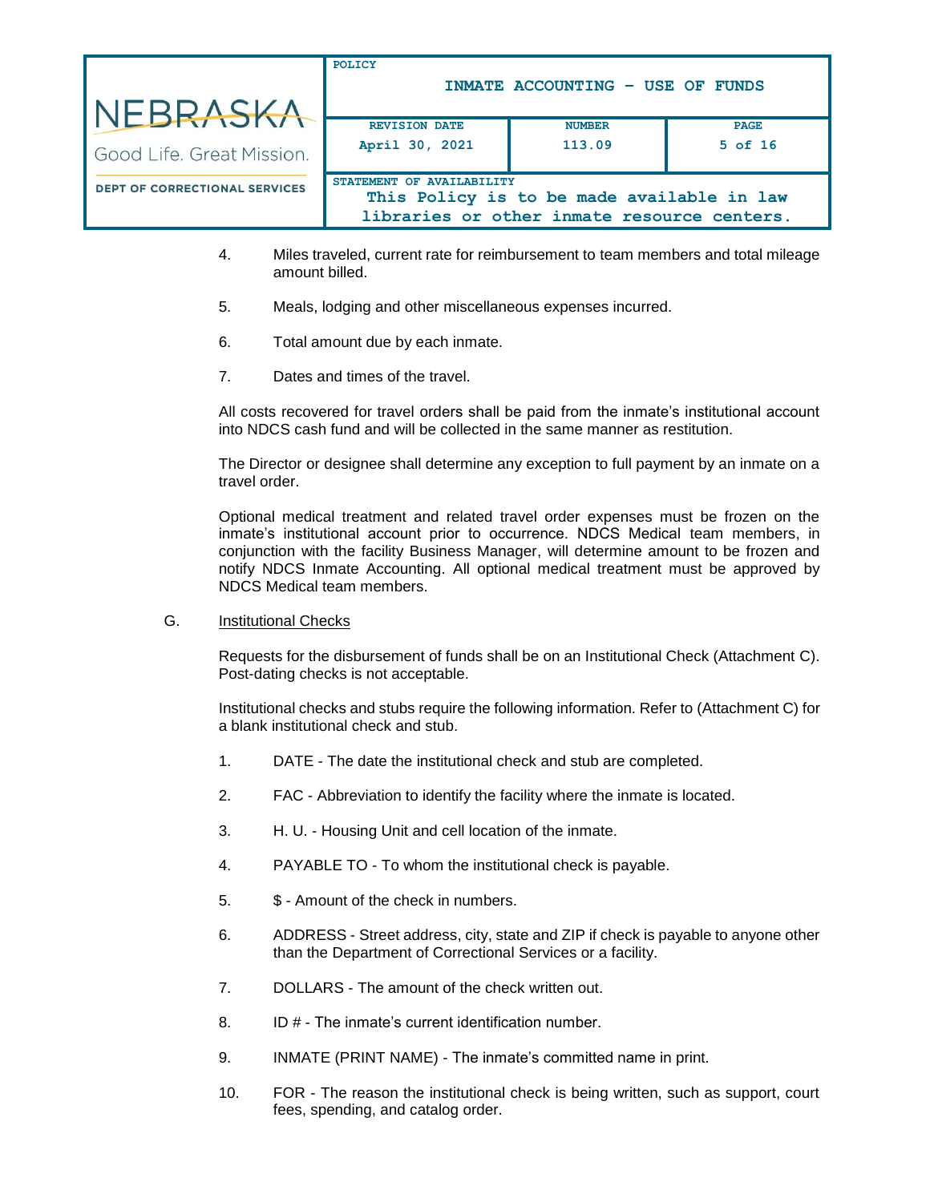4. Miles traveled, current rate for reimbursement to team members and total mileage amount billed.

5. Meals, lodging and other miscellaneous expenses incurred.

6. Total amount due by each inmate.

7. Dates and times of the travel.

All costs recovered for travel orders shall be paid from the inmate's institutional account into NDCS cash fund and will be collected in the same manner as restitution.

The Director or designee shall determine any exception to full payment by an inmate on a travel order.

Optional medical treatment and related travel order expenses must be frozen on the inmate's institutional account prior to occurrence. NDCS Medical team members, in conjunction with the facility Business Manager, will determine amount to be frozen and notify NDCS Inmate Accounting. All optional medical treatment must be approved by NDCS Medical team members.

G. Institutional Checks

Requests for the disbursement of funds shall be on an Institutional Check (Attachment C). Post-dating checks is not acceptable.

Institutional checks and stubs require the following information. Refer to (Attachment C) for a blank institutional check and stub.

1. DATE - The date the institutional check and stub are completed.

2. FAC - Abbreviation to identify the facility where the inmate is located.

3. H. U. - Housing Unit and cell location of the inmate.

4. PAYABLE TO - To whom the institutional check is payable.

5. $ - Amount of the check in numbers.

6. ADDRESS - Street address, city, state and ZIP if check is payable to anyone other than the Department of Correctional Services or a facility.

7. DOLLARS - The amount of the check written out.

8. ID # - The inmate's current identification number.

9. INMATE (PRINT NAME) - The inmate's committed name in print.

10. FOR - The reason the institutional check is being written, such as support, court fees, spending, and catalog order.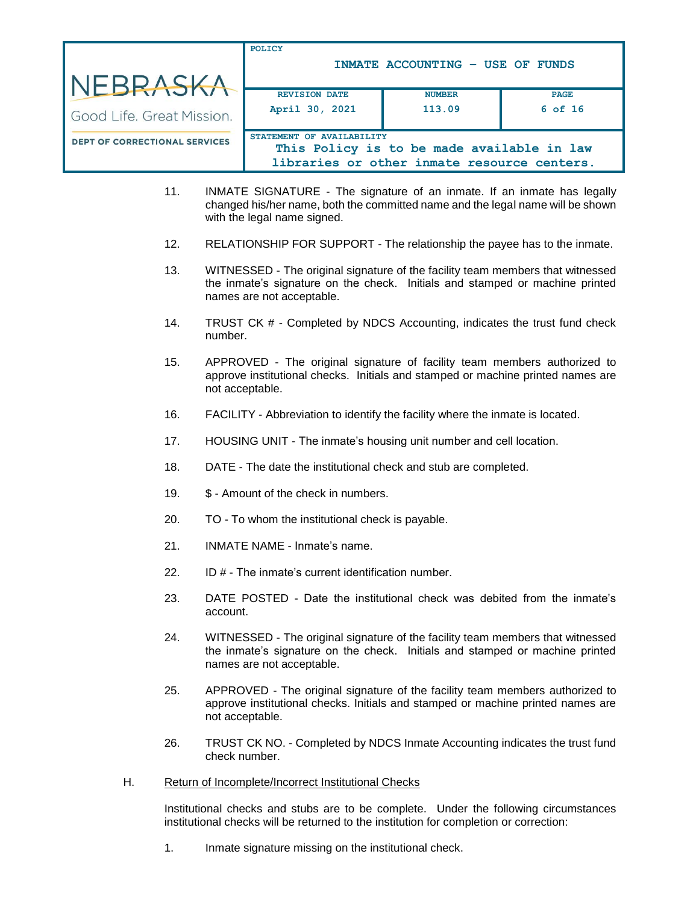11. INMATE SIGNATURE - The signature of an inmate. If an inmate has legally changed his/her name, both the committed name and the legal name will be shown with the legal name signed.

12. RELATIONSHIP FOR SUPPORT - The relationship the payee has to the inmate.

13. WITNESSED - The original signature of the facility team members that witnessed the inmate's signature on the check. Initials and stamped or machine printed names are not acceptable.

14. TRUST CK # - Completed by NDCS Accounting, indicates the trust fund check number.

15. APPROVED - The original signature of facility team members authorized to approve institutional checks. Initials and stamped or machine printed names are not acceptable.

16. FACILITY - Abbreviation to identify the facility where the inmate is located.

17. HOUSING UNIT - The inmate's housing unit number and cell location.

18. DATE - The date the institutional check and stub are completed.

19. $ - Amount of the check in numbers.

20. TO - To whom the institutional check is payable.

21. INMATE NAME - Inmate's name.

22. ID # - The inmate's current identification number.

23. DATE POSTED - Date the institutional check was debited from the inmate's account.

24. WITNESSED - The original signature of the facility team members that witnessed the inmate's signature on the check. Initials and stamped or machine printed names are not acceptable.

25. APPROVED - The original signature of the facility team members authorized to approve institutional checks. Initials and stamped or machine printed names are not acceptable.

26. TRUST CK NO. - Completed by NDCS Inmate Accounting indicates the trust fund check number.

H. Return of Incomplete/Incorrect Institutional Checks

Institutional checks and stubs are to be complete. Under the following circumstances institutional checks will be returned to the institution for completion or correction:

1. Inmate signature missing on the institutional check.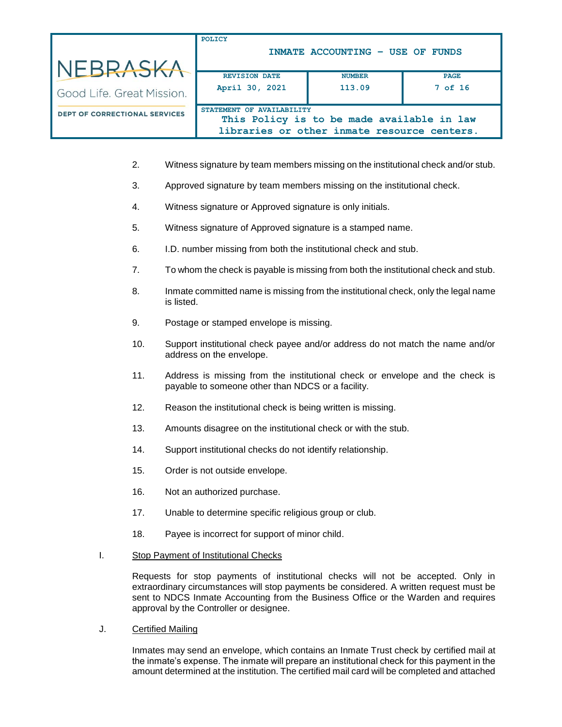2. Witness signature by team members missing on the institutional check and/or stub.

3. Approved signature by team members missing on the institutional check.

4. Witness signature or Approved signature is only initials.

5. Witness signature of Approved signature is a stamped name.

6. I.D. number missing from both the institutional check and stub.

7. To whom the check is payable is missing from both the institutional check and stub.

8. Inmate committed name is missing from the institutional check, only the legal name is listed.

9. Postage or stamped envelope is missing.

10. Support institutional check payee and/or address do not match the name and/or address on the envelope.

11. Address is missing from the institutional check or envelope and the check is payable to someone other than NDCS or a facility.

12. Reason the institutional check is being written is missing.

13. Amounts disagree on the institutional check or with the stub.

14. Support institutional checks do not identify relationship.

15. Order is not outside envelope.

16. Not an authorized purchase.

17. Unable to determine specific religious group or club.

18. Payee is incorrect for support of minor child.

I. Stop Payment of Institutional Checks

Requests for stop payments of institutional checks will not be accepted. Only in extraordinary circumstances will stop payments be considered. A written request must be sent to NDCS Inmate Accounting from the Business Office or the Warden and requires approval by the Controller or designee.

J. Certified Mailing

Inmates may send an envelope, which contains an Inmate Trust check by certified mail at the inmate's expense. The inmate will prepare an institutional check for this payment in the amount determined at the institution. The certified mail card will be completed and attached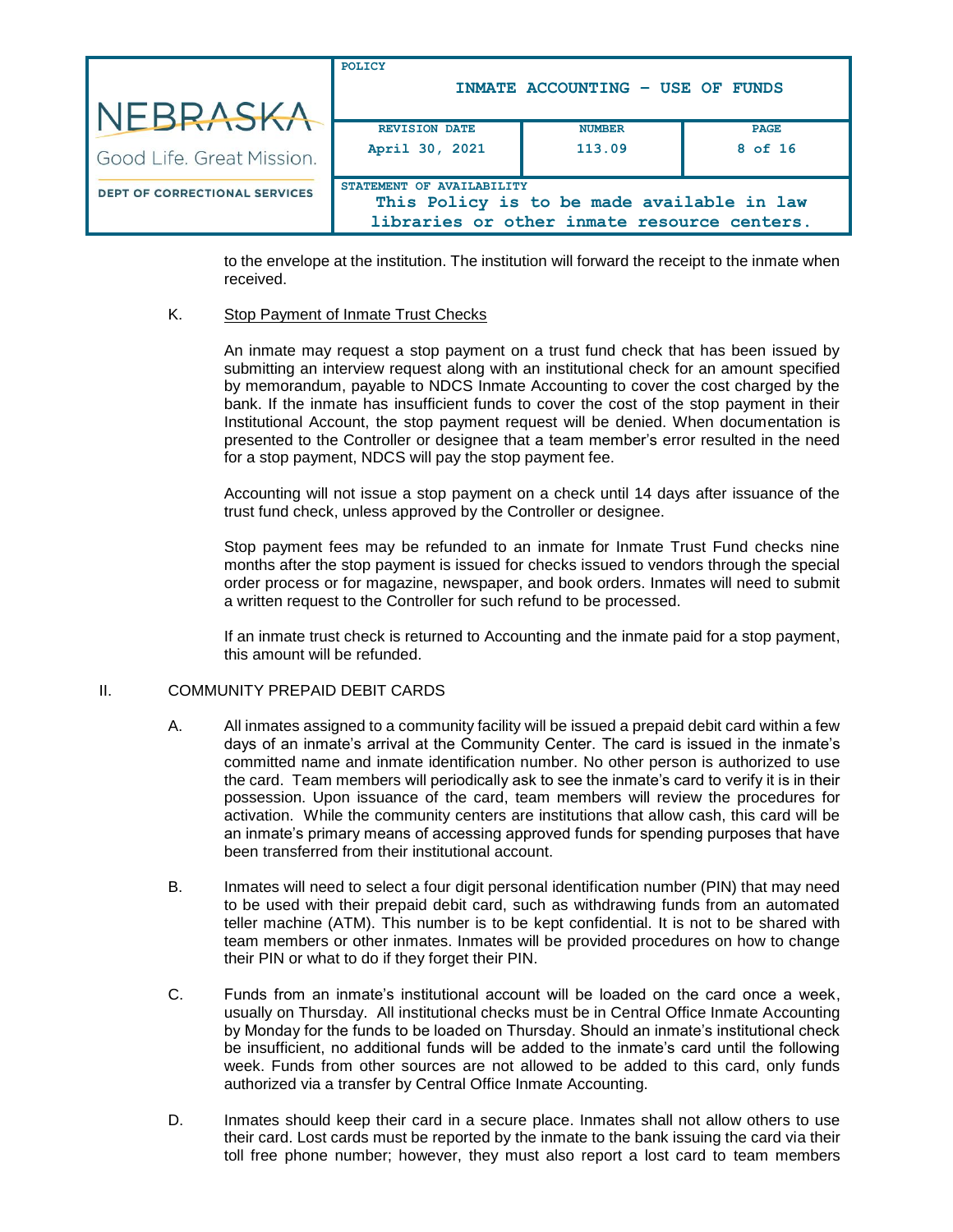to the envelope at the institution. The institution will forward the receipt to the inmate when received.

K. Stop Payment of Inmate Trust Checks

An inmate may request a stop payment on a trust fund check that has been issued by submitting an interview request along with an institutional check for an amount specified by memorandum, payable to NDCS Inmate Accounting to cover the cost charged by the bank. If the inmate has insufficient funds to cover the cost of the stop payment in their Institutional Account, the stop payment request will be denied. When documentation is presented to the Controller or designee that a team member's error resulted in the need for a stop payment, NDCS will pay the stop payment fee.

Accounting will not issue a stop payment on a check until 14 days after issuance of the trust fund check, unless approved by the Controller or designee.

Stop payment fees may be refunded to an inmate for Inmate Trust Fund checks nine months after the stop payment is issued for checks issued to vendors through the special order process or for magazine, newspaper, and book orders. Inmates will need to submit a written request to the Controller for such refund to be processed.

If an inmate trust check is returned to Accounting and the inmate paid for a stop payment, this amount will be refunded.

II. COMMUNITY PREPAID DEBIT CARDS

A. All inmates assigned to a community facility will be issued a prepaid debit card within a few days of an inmate's arrival at the Community Center. The card is issued in the inmate's committed name and inmate identification number. No other person is authorized to use the card. Team members will periodically ask to see the inmate's card to verify it is in their possession. Upon issuance of the card, team members will review the procedures for activation. While the community centers are institutions that allow cash, this card will be an inmate's primary means of accessing approved funds for spending purposes that have been transferred from their institutional account.

B. Inmates will need to select a four digit personal identification number (PIN) that may need to be used with their prepaid debit card, such as withdrawing funds from an automated teller machine (ATM). This number is to be kept confidential. It is not to be shared with team members or other inmates. Inmates will be provided procedures on how to change their PIN or what to do if they forget their PIN.

C. Funds from an inmate's institutional account will be loaded on the card once a week, usually on Thursday. All institutional checks must be in Central Office Inmate Accounting by Monday for the funds to be loaded on Thursday. Should an inmate's institutional check be insufficient, no additional funds will be added to the inmate's card until the following week. Funds from other sources are not allowed to be added to this card, only funds authorized via a transfer by Central Office Inmate Accounting.

D. Inmates should keep their card in a secure place. Inmates shall not allow others to use their card. Lost cards must be reported by the inmate to the bank issuing the card via their toll free phone number; however, they must also report a lost card to team members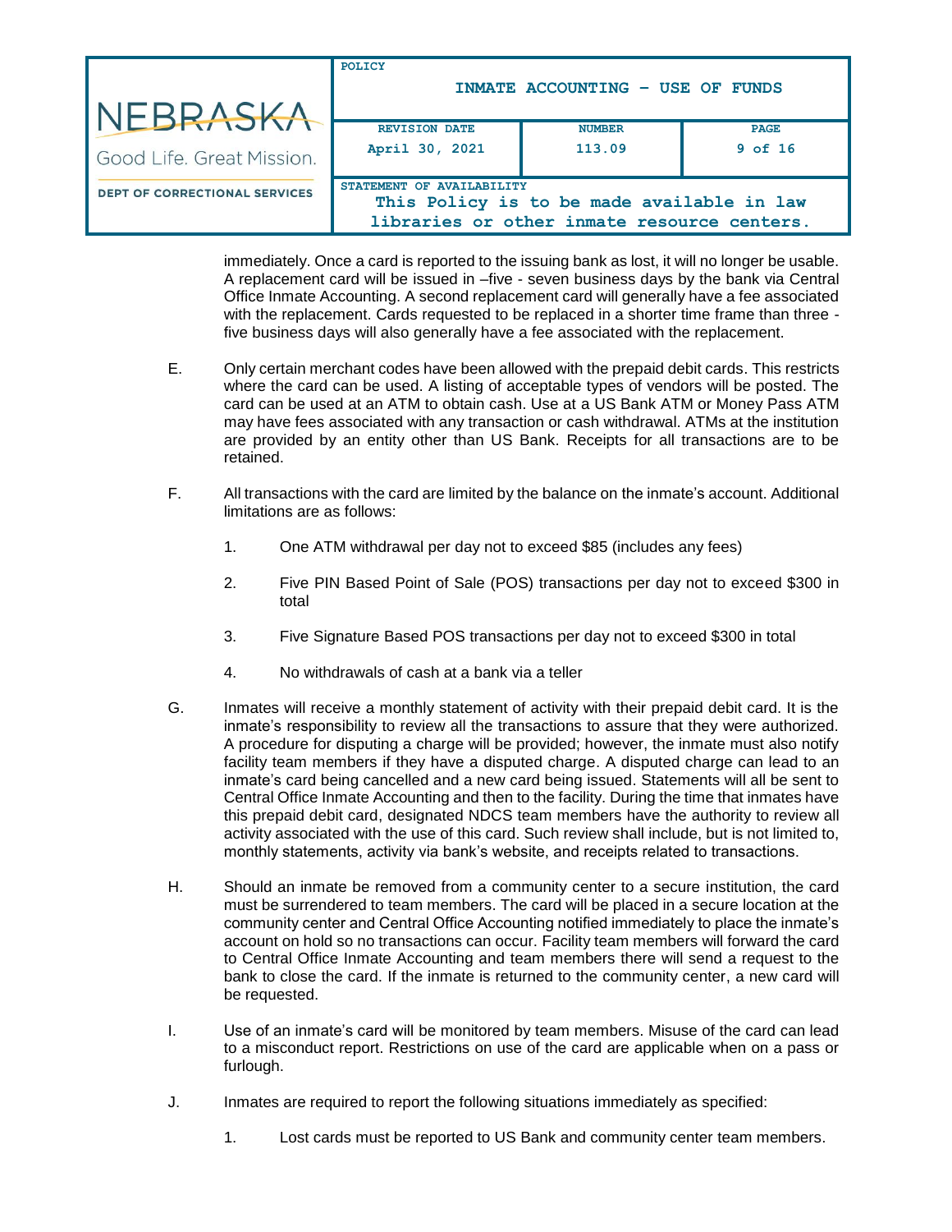immediately. Once a card is reported to the issuing bank as lost, it will no longer be usable. A replacement card will be issued in –five - seven business days by the bank via Central Office Inmate Accounting. A second replacement card will generally have a fee associated with the replacement. Cards requested to be replaced in a shorter time frame than three - five business days will also generally have a fee associated with the replacement.

E. Only certain merchant codes have been allowed with the prepaid debit cards. This restricts where the card can be used. A listing of acceptable types of vendors will be posted. The card can be used at an ATM to obtain cash. Use at a US Bank ATM or Money Pass ATM may have fees associated with any transaction or cash withdrawal. ATMs at the institution are provided by an entity other than US Bank. Receipts for all transactions are to be retained.

F. All transactions with the card are limited by the balance on the inmate's account. Additional limitations are as follows:

1. One ATM withdrawal per day not to exceed $85 (includes any fees)

2. Five PIN Based Point of Sale (POS) transactions per day not to exceed $300 in total

3. Five Signature Based POS transactions per day not to exceed $300 in total

4. No withdrawals of cash at a bank via a teller

G. Inmates will receive a monthly statement of activity with their prepaid debit card. It is the inmate's responsibility to review all the transactions to assure that they were authorized. A procedure for disputing a charge will be provided; however, the inmate must also notify facility team members if they have a disputed charge. A disputed charge can lead to an inmate's card being cancelled and a new card being issued. Statements will all be sent to Central Office Inmate Accounting and then to the facility. During the time that inmates have this prepaid debit card, designated NDCS team members have the authority to review all activity associated with the use of this card. Such review shall include, but is not limited to, monthly statements, activity via bank's website, and receipts related to transactions.

H. Should an inmate be removed from a community center to a secure institution, the card must be surrendered to team members. The card will be placed in a secure location at the community center and Central Office Accounting notified immediately to place the inmate's account on hold so no transactions can occur. Facility team members will forward the card to Central Office Inmate Accounting and team members there will send a request to the bank to close the card. If the inmate is returned to the community center, a new card will be requested.

I. Use of an inmate's card will be monitored by team members. Misuse of the card can lead to a misconduct report. Restrictions on use of the card are applicable when on a pass or furlough.

J. Inmates are required to report the following situations immediately as specified:

1. Lost cards must be reported to US Bank and community center team members.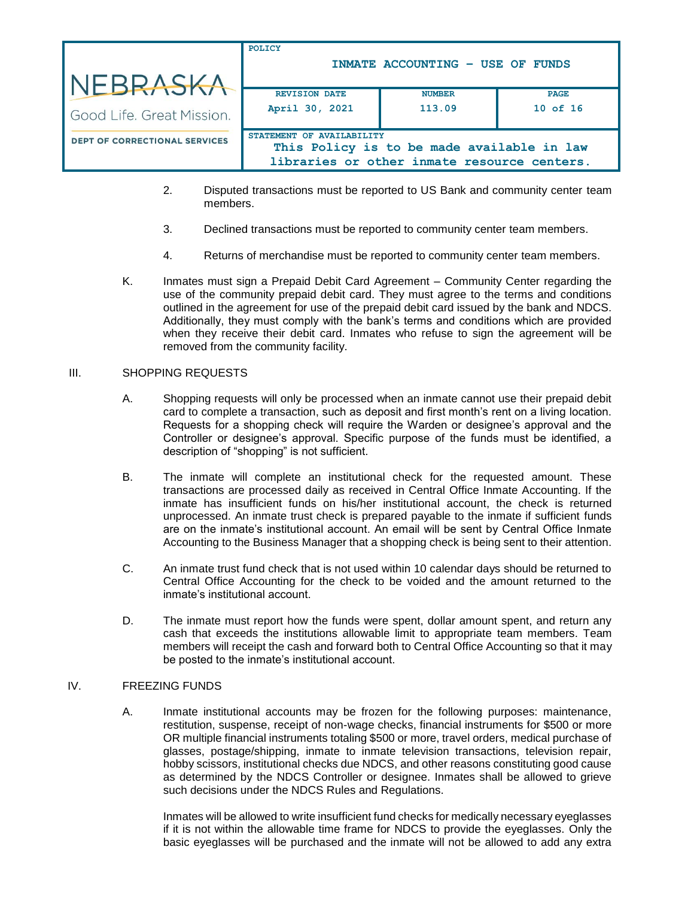2. Disputed transactions must be reported to US Bank and community center team members.

3. Declined transactions must be reported to community center team members.

4. Returns of merchandise must be reported to community center team members.

K. Inmates must sign a Prepaid Debit Card Agreement – Community Center regarding the use of the community prepaid debit card. They must agree to the terms and conditions outlined in the agreement for use of the prepaid debit card issued by the bank and NDCS. Additionally, they must comply with the bank's terms and conditions which are provided when they receive their debit card. Inmates who refuse to sign the agreement will be removed from the community facility.

## III. SHOPPING REQUESTS

A. Shopping requests will only be processed when an inmate cannot use their prepaid debit card to complete a transaction, such as deposit and first month's rent on a living location. Requests for a shopping check will require the Warden or designee's approval and the Controller or designee's approval. Specific purpose of the funds must be identified, a description of "shopping" is not sufficient.

B. The inmate will complete an institutional check for the requested amount. These transactions are processed daily as received in Central Office Inmate Accounting. If the inmate has insufficient funds on his/her institutional account, the check is returned unprocessed. An inmate trust check is prepared payable to the inmate if sufficient funds are on the inmate's institutional account. An email will be sent by Central Office Inmate Accounting to the Business Manager that a shopping check is being sent to their attention.

C. An inmate trust fund check that is not used within 10 calendar days should be returned to Central Office Accounting for the check to be voided and the amount returned to the inmate's institutional account.

D. The inmate must report how the funds were spent, dollar amount spent, and return any cash that exceeds the institutions allowable limit to appropriate team members. Team members will receipt the cash and forward both to Central Office Accounting so that it may be posted to the inmate's institutional account.

## IV. FREEZING FUNDS

A. Inmate institutional accounts may be frozen for the following purposes: maintenance, restitution, suspense, receipt of non-wage checks, financial instruments for $500 or more OR multiple financial instruments totaling $500 or more, travel orders, medical purchase of glasses, postage/shipping, inmate to inmate television transactions, television repair, hobby scissors, institutional checks due NDCS, and other reasons constituting good cause as determined by the NDCS Controller or designee. Inmates shall be allowed to grieve such decisions under the NDCS Rules and Regulations.

Inmates will be allowed to write insufficient fund checks for medically necessary eyeglasses if it is not within the allowable time frame for NDCS to provide the eyeglasses. Only the basic eyeglasses will be purchased and the inmate will not be allowed to add any extra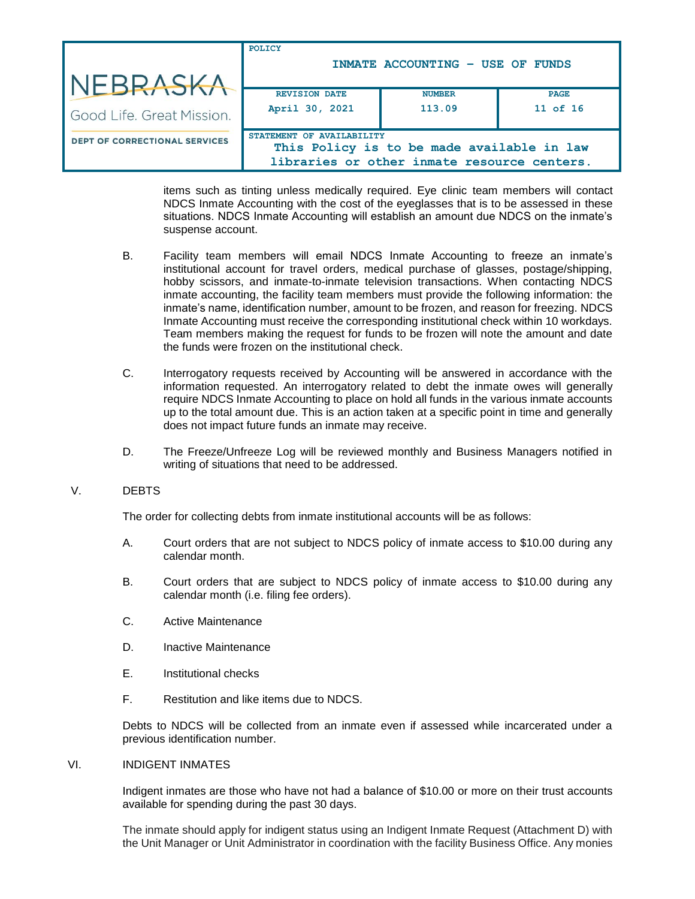items such as tinting unless medically required. Eye clinic team members will contact NDCS Inmate Accounting with the cost of the eyeglasses that is to be assessed in these situations. NDCS Inmate Accounting will establish an amount due NDCS on the inmate's suspense account.

B. Facility team members will email NDCS Inmate Accounting to freeze an inmate's institutional account for travel orders, medical purchase of glasses, postage/shipping, hobby scissors, and inmate-to-inmate television transactions. When contacting NDCS inmate accounting, the facility team members must provide the following information: the inmate's name, identification number, amount to be frozen, and reason for freezing. NDCS Inmate Accounting must receive the corresponding institutional check within 10 workdays. Team members making the request for funds to be frozen will note the amount and date the funds were frozen on the institutional check.

C. Interrogatory requests received by Accounting will be answered in accordance with the information requested. An interrogatory related to debt the inmate owes will generally require NDCS Inmate Accounting to place on hold all funds in the various inmate accounts up to the total amount due. This is an action taken at a specific point in time and generally does not impact future funds an inmate may receive.

D. The Freeze/Unfreeze Log will be reviewed monthly and Business Managers notified in writing of situations that need to be addressed.

## V. DEBTS

The order for collecting debts from inmate institutional accounts will be as follows:

A. Court orders that are not subject to NDCS policy of inmate access to $10.00 during any calendar month.

B. Court orders that are subject to NDCS policy of inmate access to $10.00 during any calendar month (i.e. filing fee orders).

C. Active Maintenance

D. Inactive Maintenance

E. Institutional checks

F. Restitution and like items due to NDCS.

Debts to NDCS will be collected from an inmate even if assessed while incarcerated under a previous identification number.

## VI. INDIGENT INMATES

Indigent inmates are those who have not had a balance of $10.00 or more on their trust accounts available for spending during the past 30 days.

The inmate should apply for indigent status using an Indigent Inmate Request (Attachment D) with the Unit Manager or Unit Administrator in coordination with the facility Business Office. Any monies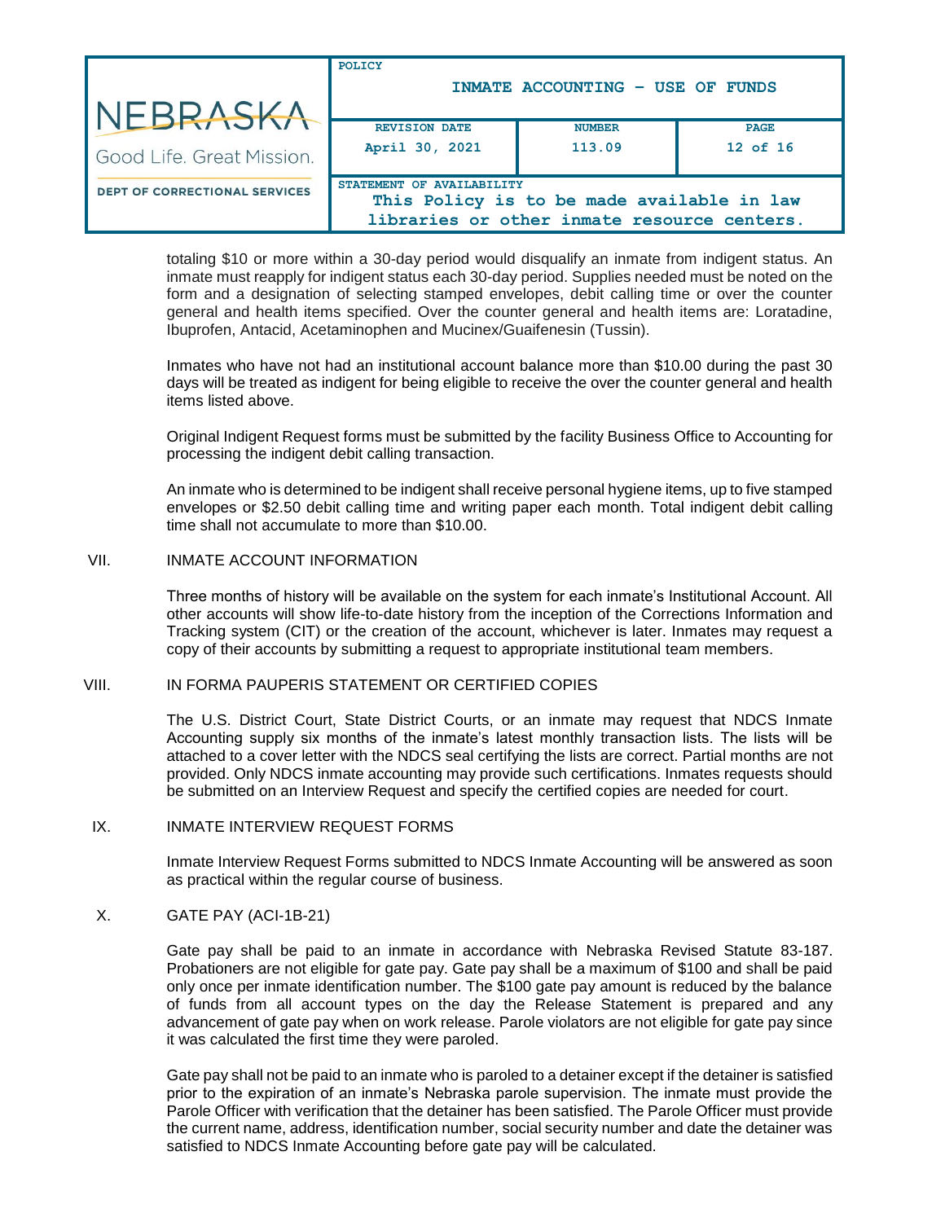totaling $10 or more within a 30-day period would disqualify an inmate from indigent status. An inmate must reapply for indigent status each 30-day period. Supplies needed must be noted on the form and a designation of selecting stamped envelopes, debit calling time or over the counter general and health items specified. Over the counter general and health items are: Loratadine, Ibuprofen, Antacid, Acetaminophen and Mucinex/Guaifenesin (Tussin).

Inmates who have not had an institutional account balance more than $10.00 during the past 30 days will be treated as indigent for being eligible to receive the over the counter general and health items listed above.

Original Indigent Request forms must be submitted by the facility Business Office to Accounting for processing the indigent debit calling transaction.

An inmate who is determined to be indigent shall receive personal hygiene items, up to five stamped envelopes or $2.50 debit calling time and writing paper each month. Total indigent debit calling time shall not accumulate to more than $10.00.

## VII. INMATE ACCOUNT INFORMATION

Three months of history will be available on the system for each inmate's Institutional Account. All other accounts will show life-to-date history from the inception of the Corrections Information and Tracking system (CIT) or the creation of the account, whichever is later. Inmates may request a copy of their accounts by submitting a request to appropriate institutional team members.

## VIII. IN FORMA PAUPERIS STATEMENT OR CERTIFIED COPIES

The U.S. District Court, State District Courts, or an inmate may request that NDCS Inmate Accounting supply six months of the inmate's latest monthly transaction lists. The lists will be attached to a cover letter with the NDCS seal certifying the lists are correct. Partial months are not provided. Only NDCS inmate accounting may provide such certifications. Inmates requests should be submitted on an Interview Request and specify the certified copies are needed for court.

## IX. INMATE INTERVIEW REQUEST FORMS

Inmate Interview Request Forms submitted to NDCS Inmate Accounting will be answered as soon as practical within the regular course of business.

## X. GATE PAY (ACI-1B-21)

Gate pay shall be paid to an inmate in accordance with Nebraska Revised Statute 83-187. Probationers are not eligible for gate pay. Gate pay shall be a maximum of $100 and shall be paid only once per inmate identification number. The $100 gate pay amount is reduced by the balance of funds from all account types on the day the Release Statement is prepared and any advancement of gate pay when on work release. Parole violators are not eligible for gate pay since it was calculated the first time they were paroled.

Gate pay shall not be paid to an inmate who is paroled to a detainer except if the detainer is satisfied prior to the expiration of an inmate's Nebraska parole supervision. The inmate must provide the Parole Officer with verification that the detainer has been satisfied. The Parole Officer must provide the current name, address, identification number, social security number and date the detainer was satisfied to NDCS Inmate Accounting before gate pay will be calculated.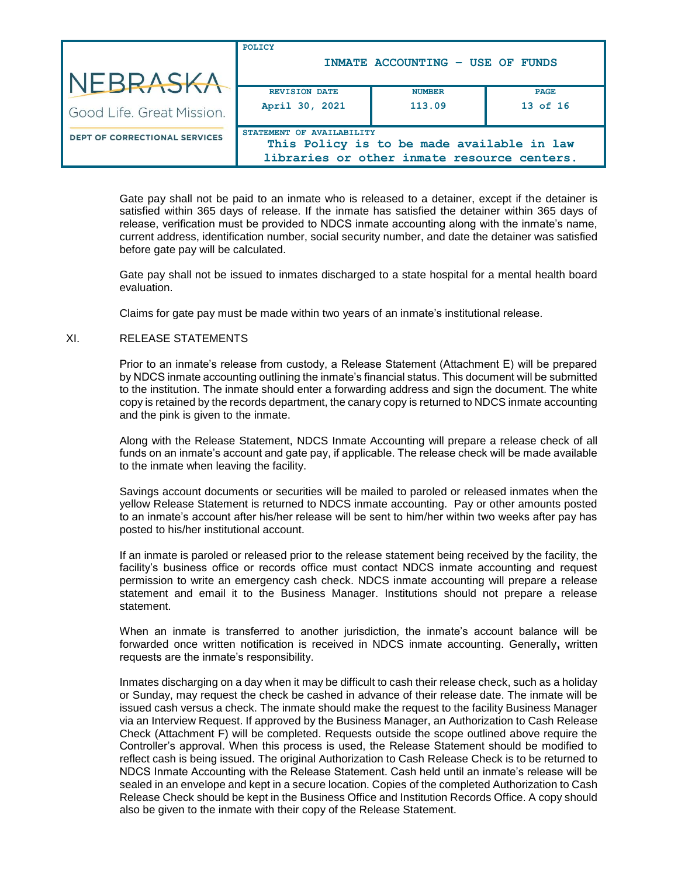Gate pay shall not be paid to an inmate who is released to a detainer, except if the detainer is satisfied within 365 days of release. If the inmate has satisfied the detainer within 365 days of release, verification must be provided to NDCS inmate accounting along with the inmate's name, current address, identification number, social security number, and date the detainer was satisfied before gate pay will be calculated.

Gate pay shall not be issued to inmates discharged to a state hospital for a mental health board evaluation.

Claims for gate pay must be made within two years of an inmate's institutional release.

## XI. RELEASE STATEMENTS

Prior to an inmate's release from custody, a Release Statement (Attachment E) will be prepared by NDCS inmate accounting outlining the inmate's financial status. This document will be submitted to the institution. The inmate should enter a forwarding address and sign the document. The white copy is retained by the records department, the canary copy is returned to NDCS inmate accounting and the pink is given to the inmate.

Along with the Release Statement, NDCS Inmate Accounting will prepare a release check of all funds on an inmate's account and gate pay, if applicable. The release check will be made available to the inmate when leaving the facility.

Savings account documents or securities will be mailed to paroled or released inmates when the yellow Release Statement is returned to NDCS inmate accounting. Pay or other amounts posted to an inmate's account after his/her release will be sent to him/her within two weeks after pay has posted to his/her institutional account.

If an inmate is paroled or released prior to the release statement being received by the facility, the facility's business office or records office must contact NDCS inmate accounting and request permission to write an emergency cash check. NDCS inmate accounting will prepare a release statement and email it to the Business Manager. Institutions should not prepare a release statement.

When an inmate is transferred to another jurisdiction, the inmate's account balance will be forwarded once written notification is received in NDCS inmate accounting. Generally**,** written requests are the inmate's responsibility.

Inmates discharging on a day when it may be difficult to cash their release check, such as a holiday or Sunday, may request the check be cashed in advance of their release date. The inmate will be issued cash versus a check. The inmate should make the request to the facility Business Manager via an Interview Request. If approved by the Business Manager, an Authorization to Cash Release Check (Attachment F) will be completed. Requests outside the scope outlined above require the Controller's approval. When this process is used, the Release Statement should be modified to reflect cash is being issued. The original Authorization to Cash Release Check is to be returned to NDCS Inmate Accounting with the Release Statement. Cash held until an inmate's release will be sealed in an envelope and kept in a secure location. Copies of the completed Authorization to Cash Release Check should be kept in the Business Office and Institution Records Office. A copy should also be given to the inmate with their copy of the Release Statement.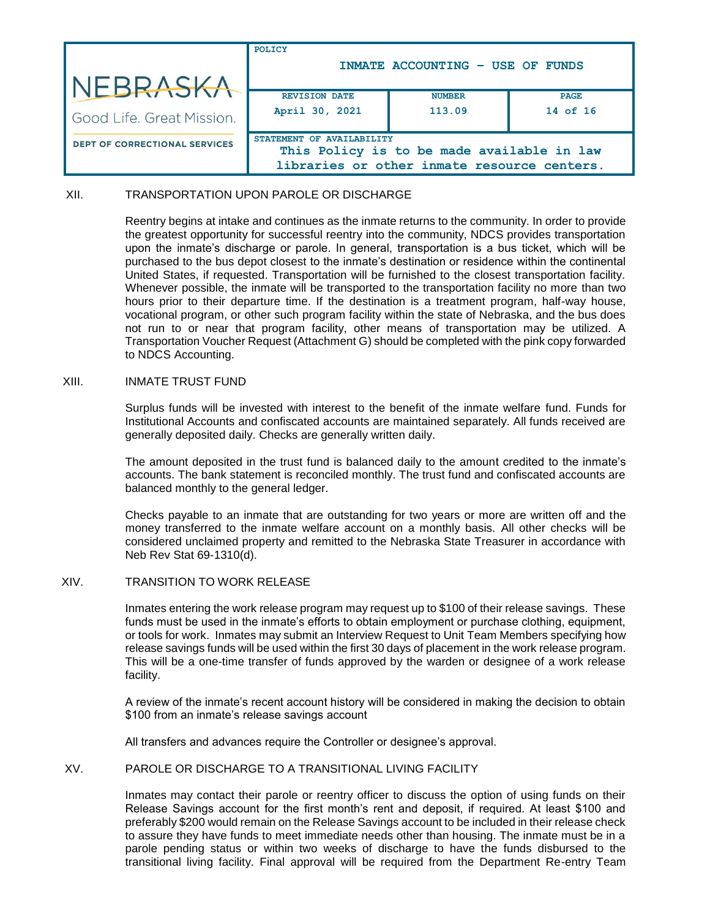## XII. TRANSPORTATION UPON PAROLE OR DISCHARGE

Reentry begins at intake and continues as the inmate returns to the community. In order to provide the greatest opportunity for successful reentry into the community, NDCS provides transportation upon the inmate's discharge or parole. In general, transportation is a bus ticket, which will be purchased to the bus depot closest to the inmate's destination or residence within the continental United States, if requested. Transportation will be furnished to the closest transportation facility. Whenever possible, the inmate will be transported to the transportation facility no more than two hours prior to their departure time. If the destination is a treatment program, half-way house, vocational program, or other such program facility within the state of Nebraska, and the bus does not run to or near that program facility, other means of transportation may be utilized. A Transportation Voucher Request (Attachment G) should be completed with the pink copy forwarded to NDCS Accounting.

## XIII. INMATE TRUST FUND

Surplus funds will be invested with interest to the benefit of the inmate welfare fund. Funds for Institutional Accounts and confiscated accounts are maintained separately. All funds received are generally deposited daily. Checks are generally written daily.

The amount deposited in the trust fund is balanced daily to the amount credited to the inmate's accounts. The bank statement is reconciled monthly. The trust fund and confiscated accounts are balanced monthly to the general ledger.

Checks payable to an inmate that are outstanding for two years or more are written off and the money transferred to the inmate welfare account on a monthly basis. All other checks will be considered unclaimed property and remitted to the Nebraska State Treasurer in accordance with Neb Rev Stat 69-1310(d).

## XIV. TRANSITION TO WORK RELEASE

Inmates entering the work release program may request up to $100 of their release savings. These funds must be used in the inmate's efforts to obtain employment or purchase clothing, equipment, or tools for work. Inmates may submit an Interview Request to Unit Team Members specifying how release savings funds will be used within the first 30 days of placement in the work release program. This will be a one-time transfer of funds approved by the warden or designee of a work release facility.

A review of the inmate's recent account history will be considered in making the decision to obtain $100 from an inmate's release savings account

All transfers and advances require the Controller or designee's approval.

## XV. PAROLE OR DISCHARGE TO A TRANSITIONAL LIVING FACILITY

Inmates may contact their parole or reentry officer to discuss the option of using funds on their Release Savings account for the first month's rent and deposit, if required. At least $100 and preferably $200 would remain on the Release Savings account to be included in their release check to assure they have funds to meet immediate needs other than housing. The inmate must be in a parole pending status or within two weeks of discharge to have the funds disbursed to the transitional living facility. Final approval will be required from the Department Re-entry Team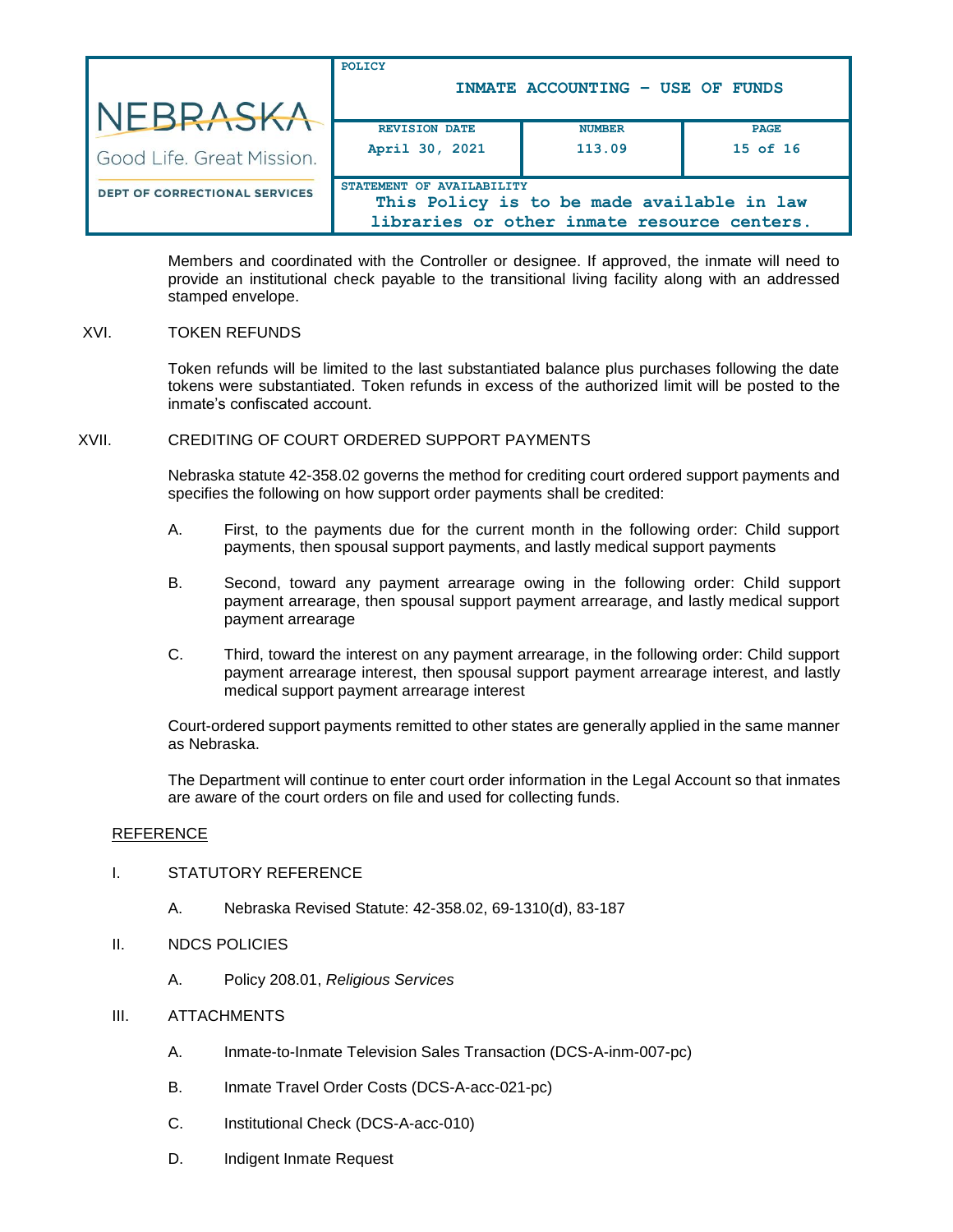Members and coordinated with the Controller or designee. If approved, the inmate will need to provide an institutional check payable to the transitional living facility along with an addressed stamped envelope.

XVI. TOKEN REFUNDS

Token refunds will be limited to the last substantiated balance plus purchases following the date tokens were substantiated. Token refunds in excess of the authorized limit will be posted to the inmate's confiscated account.

XVII. CREDITING OF COURT ORDERED SUPPORT PAYMENTS

Nebraska statute 42-358.02 governs the method for crediting court ordered support payments and specifies the following on how support order payments shall be credited:

A. First, to the payments due for the current month in the following order: Child support payments, then spousal support payments, and lastly medical support payments

B. Second, toward any payment arrearage owing in the following order: Child support payment arrearage, then spousal support payment arrearage, and lastly medical support payment arrearage

C. Third, toward the interest on any payment arrearage, in the following order: Child support payment arrearage interest, then spousal support payment arrearage interest, and lastly medical support payment arrearage interest

Court-ordered support payments remitted to other states are generally applied in the same manner as Nebraska.

The Department will continue to enter court order information in the Legal Account so that inmates are aware of the court orders on file and used for collecting funds.

## REFERENCE

I. STATUTORY REFERENCE

A. Nebraska Revised Statute: 42-358.02, 69-1310(d), 83-187

II. NDCS POLICIES

A. Policy 208.01, *Religious Services*

III. ATTACHMENTS

A. Inmate-to-Inmate Television Sales Transaction (DCS-A-inm-007-pc)

B. Inmate Travel Order Costs (DCS-A-acc-021-pc)

C. Institutional Check (DCS-A-acc-010)

D. Indigent Inmate Request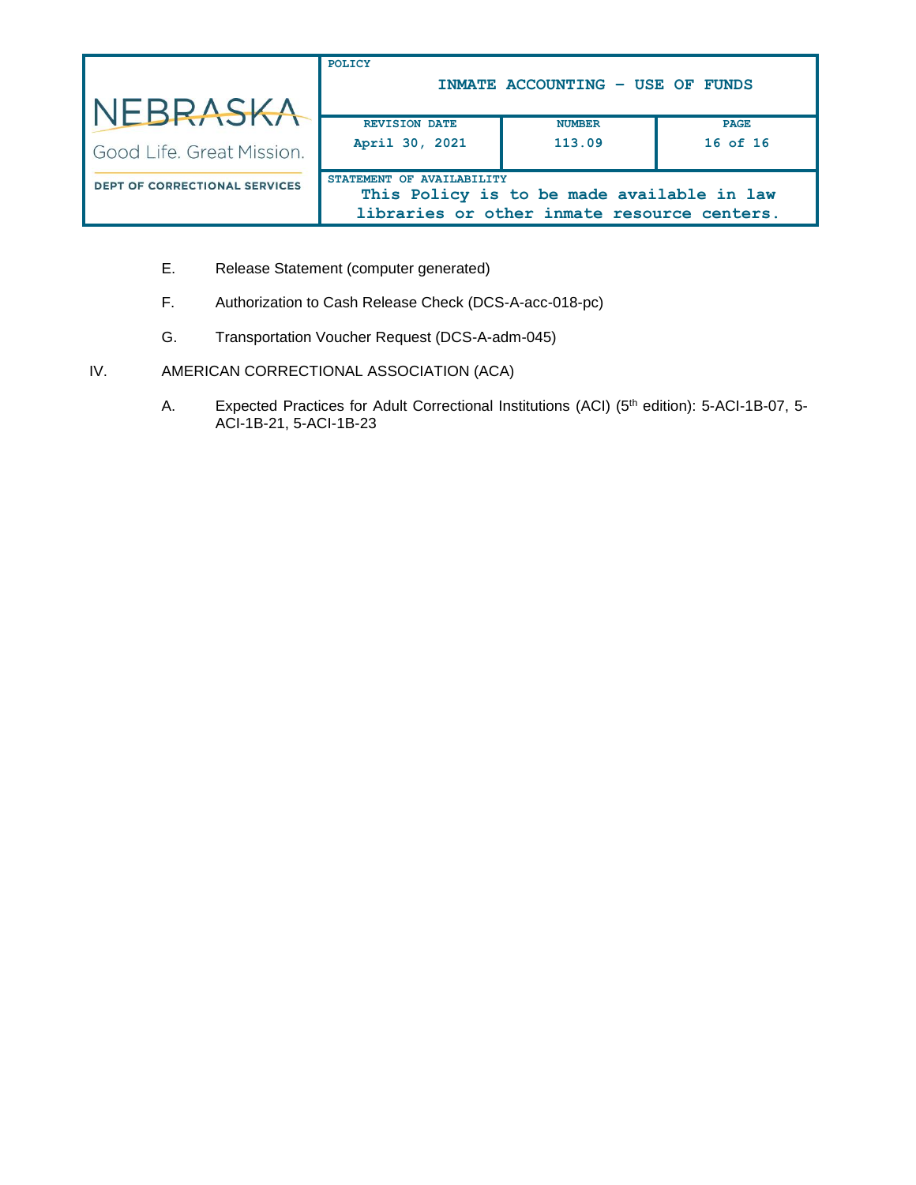E. Release Statement (computer generated)

F. Authorization to Cash Release Check (DCS-A-acc-018-pc)

G. Transportation Voucher Request (DCS-A-adm-045)

IV. AMERICAN CORRECTIONAL ASSOCIATION (ACA)

A. Expected Practices for Adult Correctional Institutions (ACI) (5th edition): 5-ACI-1B-07, 5-ACI-1B-21, 5-ACI-1B-23